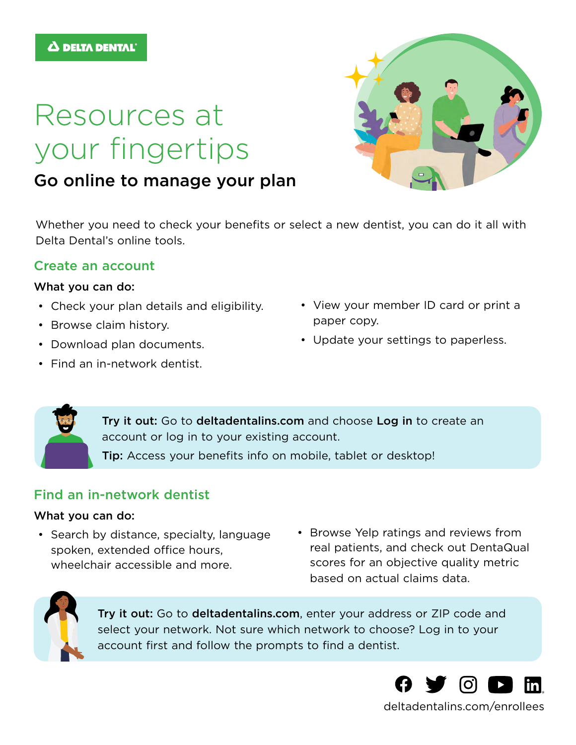DELTA DENTAL

# Resources at your fingertips

## Go online to manage your plan

Whether you need to check your benefits or select a new dentist, you can do it all with Delta Dental's online tools.

### Create an account

**What you can do:**

- Check your plan details and eligibility.
- Browse claim history.
- Download plan documents.
- Find an in-network dentist.
- View your member ID card or print a paper copy.
- Update your settings to paperless.

**Try it out:** Go to **deltadentalins.com** and choose **Log in** to create an account or log in to your existing account.

**Tip:** Access your benefits info on mobile, tablet or desktop!

### Find an in-network dentist

**What you can do:**

- Search by distance, specialty, language spoken, extended office hours, wheelchair accessible and more.
- Browse Yelp ratings and reviews from real patients, and check out DentaQual scores for an objective quality metric based on actual claims data.

**Try it out:** Go to **deltadentalins.com**, enter your address or ZIP code and select your network. Not sure which network to choose? Log in to your account first and follow the prompts to find a dentist.

deltadentalins.com/enrollees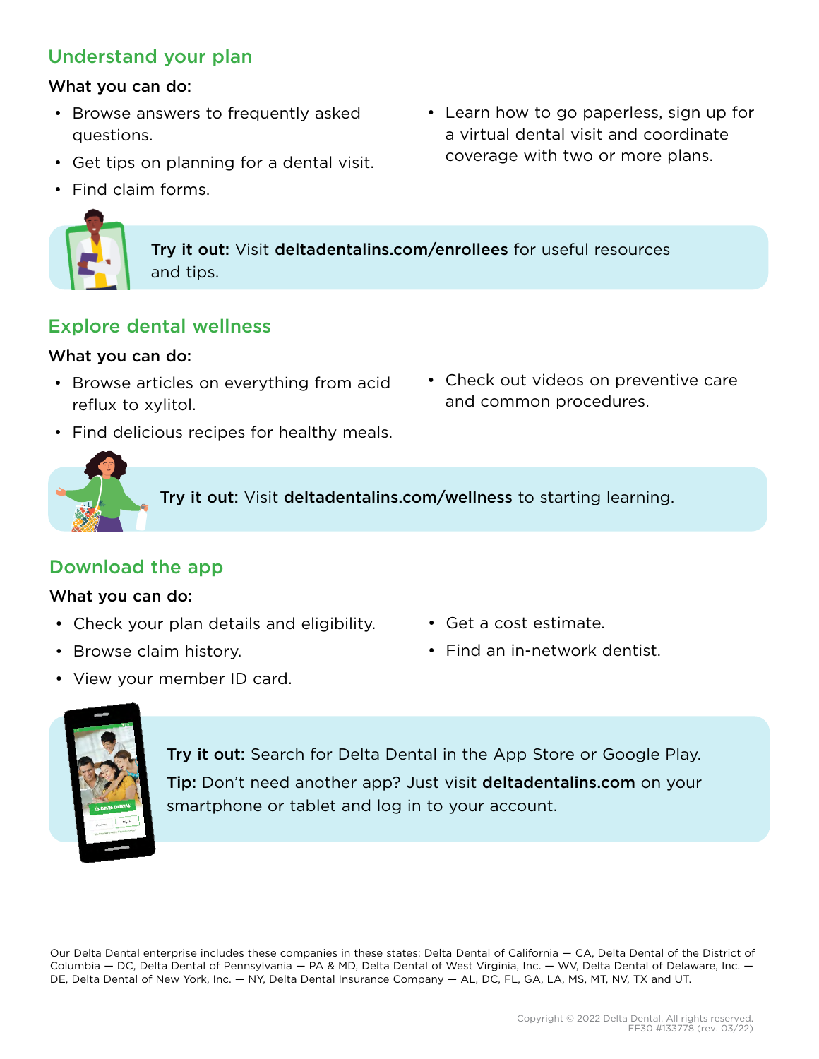## Understand your plan

**What you can do:**

- Browse answers to frequently asked questions.
- Get tips on planning for a dental visit.
- Find claim forms.
- Learn how to go paperless, sign up for a virtual dental visit and coordinate coverage with two or more plans.

**Try it out:** Visit **deltadentalins.com/enrollees** for useful resources and tips.

## Explore dental wellness

**What you can do:**

- Browse articles on everything from acid reflux to xylitol.
- Find delicious recipes for healthy meals.
- Check out videos on preventive care and common procedures.

**Try it out:** Visit **deltadentalins.com/wellness** to starting learning.

## Download the app

**What you can do:**

- Check your plan details and eligibility.
- Browse claim history.
- View your member ID card.
- Get a cost estimate.
- Find an in-network dentist.

**Try it out:** Search for Delta Dental in the App Store or Google Play.

**Tip:** Don't need another app? Just visit **deltadentalins.com** on your smartphone or tablet and log in to your account.

Our Delta Dental enterprise includes these companies in these states: Delta Dental of California — CA, Delta Dental of the District of Columbia — DC, Delta Dental of Pennsylvania — PA & MD, Delta Dental of West Virginia, Inc. — WV, Delta Dental of Delaware, Inc. — DE, Delta Dental of New York, Inc. — NY, Delta Dental Insurance Company — AL, DC, FL, GA, LA, MS, MT, NV, TX and UT.

Copyright © 2022 Delta Dental. All rights reserved.
EF30 #133778 (rev. 03/22)